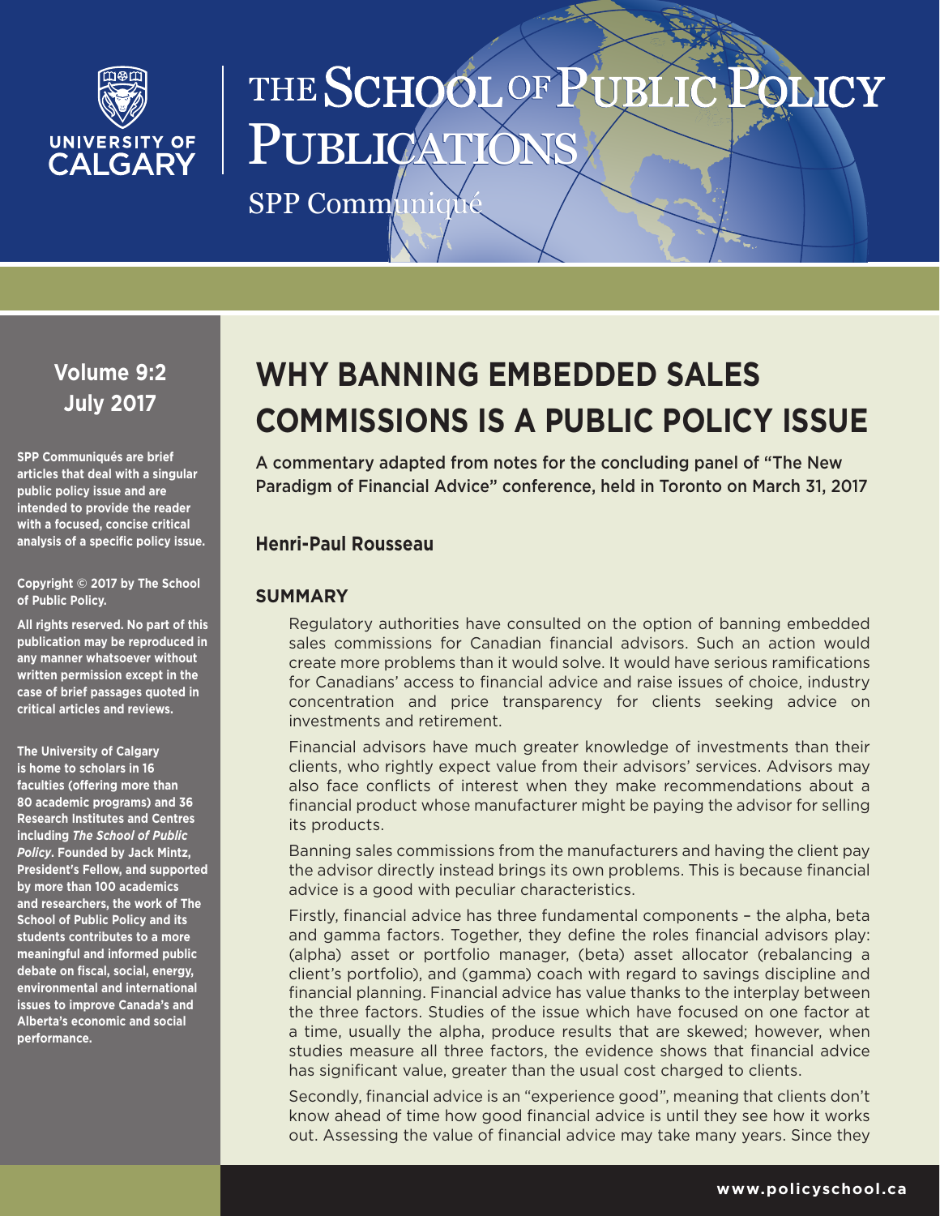THE SCHOOL OF PUBLIC POLICY PUBLICATIONS

SPP Communiqué

**Volume 9:2**
**July 2017**

**SPP Communiqués are brief articles that deal with a singular public policy issue and are intended to provide the reader with a focused, concise critical analysis of a specific policy issue.**

**Copyright © 2017 by The School of Public Policy.**

**All rights reserved. No part of this publication may be reproduced in any manner whatsoever without written permission except in the case of brief passages quoted in critical articles and reviews.**

**The University of Calgary is home to scholars in 16 faculties (offering more than 80 academic programs) and 36 Research Institutes and Centres including *The School of Public Policy*. Founded by Jack Mintz, President's Fellow, and supported by more than 100 academics and researchers, the work of The School of Public Policy and its students contributes to a more meaningful and informed public debate on fiscal, social, energy, environmental and international issues to improve Canada's and Alberta's economic and social performance.**

# WHY BANNING EMBEDDED SALES COMMISSIONS IS A PUBLIC POLICY ISSUE

A commentary adapted from notes for the concluding panel of "The New Paradigm of Financial Advice" conference, held in Toronto on March 31, 2017

**Henri-Paul Rousseau**

## SUMMARY

Regulatory authorities have consulted on the option of banning embedded sales commissions for Canadian financial advisors. Such an action would create more problems than it would solve. It would have serious ramifications for Canadians' access to financial advice and raise issues of choice, industry concentration and price transparency for clients seeking advice on investments and retirement.

Financial advisors have much greater knowledge of investments than their clients, who rightly expect value from their advisors' services. Advisors may also face conflicts of interest when they make recommendations about a financial product whose manufacturer might be paying the advisor for selling its products.

Banning sales commissions from the manufacturers and having the client pay the advisor directly instead brings its own problems. This is because financial advice is a good with peculiar characteristics.

Firstly, financial advice has three fundamental components – the alpha, beta and gamma factors. Together, they define the roles financial advisors play: (alpha) asset or portfolio manager, (beta) asset allocator (rebalancing a client's portfolio), and (gamma) coach with regard to savings discipline and financial planning. Financial advice has value thanks to the interplay between the three factors. Studies of the issue which have focused on one factor at a time, usually the alpha, produce results that are skewed; however, when studies measure all three factors, the evidence shows that financial advice has significant value, greater than the usual cost charged to clients.

Secondly, financial advice is an "experience good", meaning that clients don't know ahead of time how good financial advice is until they see how it works out. Assessing the value of financial advice may take many years. Since they

www.policyschool.ca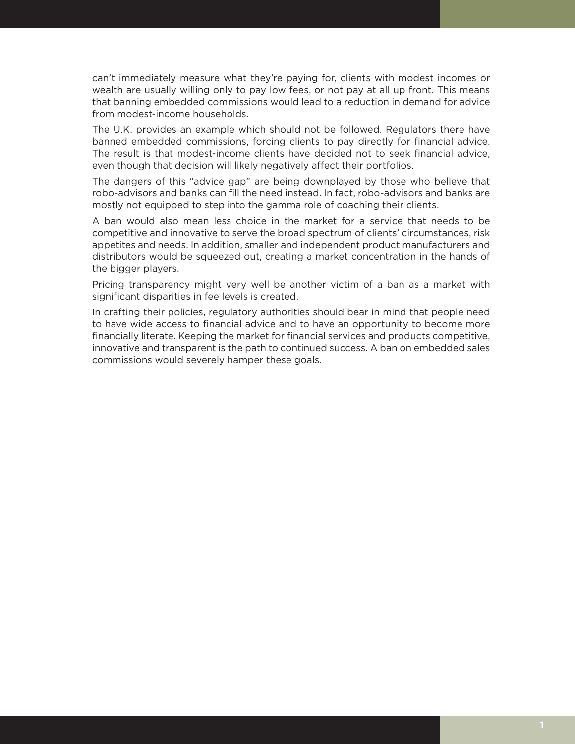can't immediately measure what they're paying for, clients with modest incomes or wealth are usually willing only to pay low fees, or not pay at all up front. This means that banning embedded commissions would lead to a reduction in demand for advice from modest-income households.

The U.K. provides an example which should not be followed. Regulators there have banned embedded commissions, forcing clients to pay directly for financial advice. The result is that modest-income clients have decided not to seek financial advice, even though that decision will likely negatively affect their portfolios.

The dangers of this "advice gap" are being downplayed by those who believe that robo-advisors and banks can fill the need instead. In fact, robo-advisors and banks are mostly not equipped to step into the gamma role of coaching their clients.

A ban would also mean less choice in the market for a service that needs to be competitive and innovative to serve the broad spectrum of clients' circumstances, risk appetites and needs. In addition, smaller and independent product manufacturers and distributors would be squeezed out, creating a market concentration in the hands of the bigger players.

Pricing transparency might very well be another victim of a ban as a market with significant disparities in fee levels is created.

In crafting their policies, regulatory authorities should bear in mind that people need to have wide access to financial advice and to have an opportunity to become more financially literate. Keeping the market for financial services and products competitive, innovative and transparent is the path to continued success. A ban on embedded sales commissions would severely hamper these goals.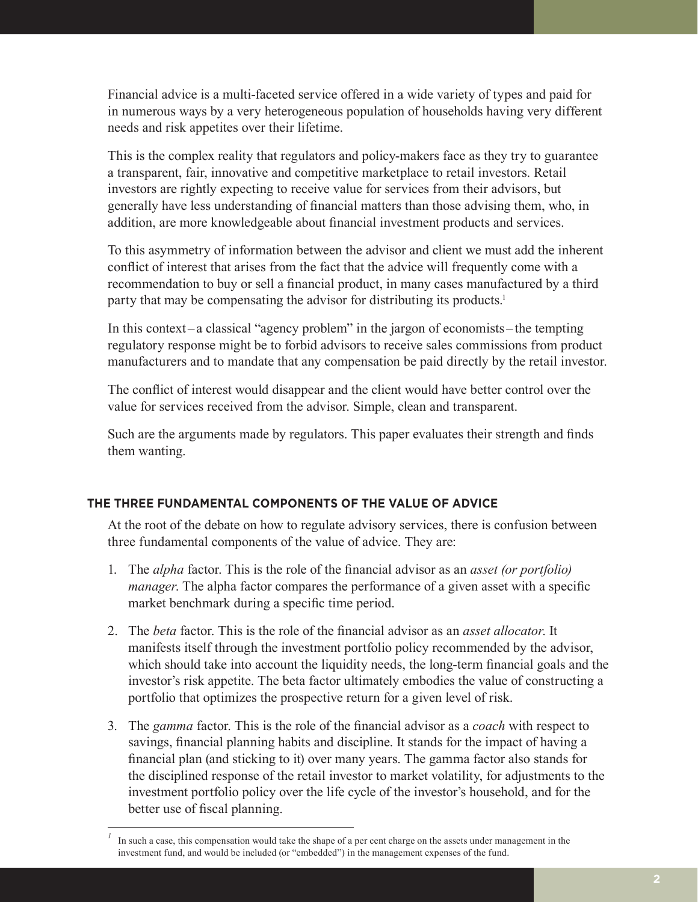Financial advice is a multi-faceted service offered in a wide variety of types and paid for in numerous ways by a very heterogeneous population of households having very different needs and risk appetites over their lifetime.

This is the complex reality that regulators and policy-makers face as they try to guarantee a transparent, fair, innovative and competitive marketplace to retail investors. Retail investors are rightly expecting to receive value for services from their advisors, but generally have less understanding of financial matters than those advising them, who, in addition, are more knowledgeable about financial investment products and services.

To this asymmetry of information between the advisor and client we must add the inherent conflict of interest that arises from the fact that the advice will frequently come with a recommendation to buy or sell a financial product, in many cases manufactured by a third party that may be compensating the advisor for distributing its products.[1]

In this context – a classical "agency problem" in the jargon of economists – the tempting regulatory response might be to forbid advisors to receive sales commissions from product manufacturers and to mandate that any compensation be paid directly by the retail investor.

The conflict of interest would disappear and the client would have better control over the value for services received from the advisor. Simple, clean and transparent.

Such are the arguments made by regulators. This paper evaluates their strength and finds them wanting.

## THE THREE FUNDAMENTAL COMPONENTS OF THE VALUE OF ADVICE

At the root of the debate on how to regulate advisory services, there is confusion between three fundamental components of the value of advice. They are:

1. The *alpha* factor. This is the role of the financial advisor as an *asset (or portfolio) manager*. The alpha factor compares the performance of a given asset with a specific market benchmark during a specific time period.
2. The *beta* factor. This is the role of the financial advisor as an *asset allocator*. It manifests itself through the investment portfolio policy recommended by the advisor, which should take into account the liquidity needs, the long-term financial goals and the investor's risk appetite. The beta factor ultimately embodies the value of constructing a portfolio that optimizes the prospective return for a given level of risk.
3. The *gamma* factor. This is the role of the financial advisor as a *coach* with respect to savings, financial planning habits and discipline. It stands for the impact of having a financial plan (and sticking to it) over many years. The gamma factor also stands for the disciplined response of the retail investor to market volatility, for adjustments to the investment portfolio policy over the life cycle of the investor's household, and for the better use of fiscal planning.

---

[1] In such a case, this compensation would take the shape of a per cent charge on the assets under management in the investment fund, and would be included (or "embedded") in the management expenses of the fund.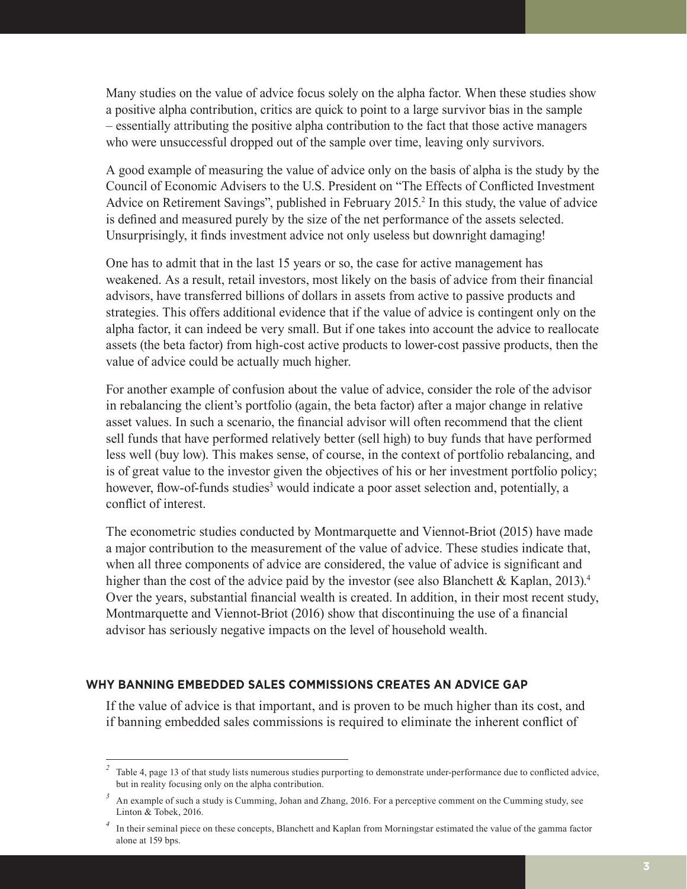Many studies on the value of advice focus solely on the alpha factor. When these studies show a positive alpha contribution, critics are quick to point to a large survivor bias in the sample – essentially attributing the positive alpha contribution to the fact that those active managers who were unsuccessful dropped out of the sample over time, leaving only survivors.

A good example of measuring the value of advice only on the basis of alpha is the study by the Council of Economic Advisers to the U.S. President on "The Effects of Conflicted Investment Advice on Retirement Savings", published in February 2015.[2] In this study, the value of advice is defined and measured purely by the size of the net performance of the assets selected. Unsurprisingly, it finds investment advice not only useless but downright damaging!

One has to admit that in the last 15 years or so, the case for active management has weakened. As a result, retail investors, most likely on the basis of advice from their financial advisors, have transferred billions of dollars in assets from active to passive products and strategies. This offers additional evidence that if the value of advice is contingent only on the alpha factor, it can indeed be very small. But if one takes into account the advice to reallocate assets (the beta factor) from high-cost active products to lower-cost passive products, then the value of advice could be actually much higher.

For another example of confusion about the value of advice, consider the role of the advisor in rebalancing the client's portfolio (again, the beta factor) after a major change in relative asset values. In such a scenario, the financial advisor will often recommend that the client sell funds that have performed relatively better (sell high) to buy funds that have performed less well (buy low). This makes sense, of course, in the context of portfolio rebalancing, and is of great value to the investor given the objectives of his or her investment portfolio policy; however, flow-of-funds studies[3] would indicate a poor asset selection and, potentially, a conflict of interest.

The econometric studies conducted by Montmarquette and Viennot-Briot (2015) have made a major contribution to the measurement of the value of advice. These studies indicate that, when all three components of advice are considered, the value of advice is significant and higher than the cost of the advice paid by the investor (see also Blanchett & Kaplan, 2013).[4] Over the years, substantial financial wealth is created. In addition, in their most recent study, Montmarquette and Viennot-Briot (2016) show that discontinuing the use of a financial advisor has seriously negative impacts on the level of household wealth.

## WHY BANNING EMBEDDED SALES COMMISSIONS CREATES AN ADVICE GAP

If the value of advice is that important, and is proven to be much higher than its cost, and if banning embedded sales commissions is required to eliminate the inherent conflict of

---

[2] Table 4, page 13 of that study lists numerous studies purporting to demonstrate under-performance due to conflicted advice, but in reality focusing only on the alpha contribution.

[3] An example of such a study is Cumming, Johan and Zhang, 2016. For a perceptive comment on the Cumming study, see Linton & Tobek, 2016.

[4] In their seminal piece on these concepts, Blanchett and Kaplan from Morningstar estimated the value of the gamma factor alone at 159 bps.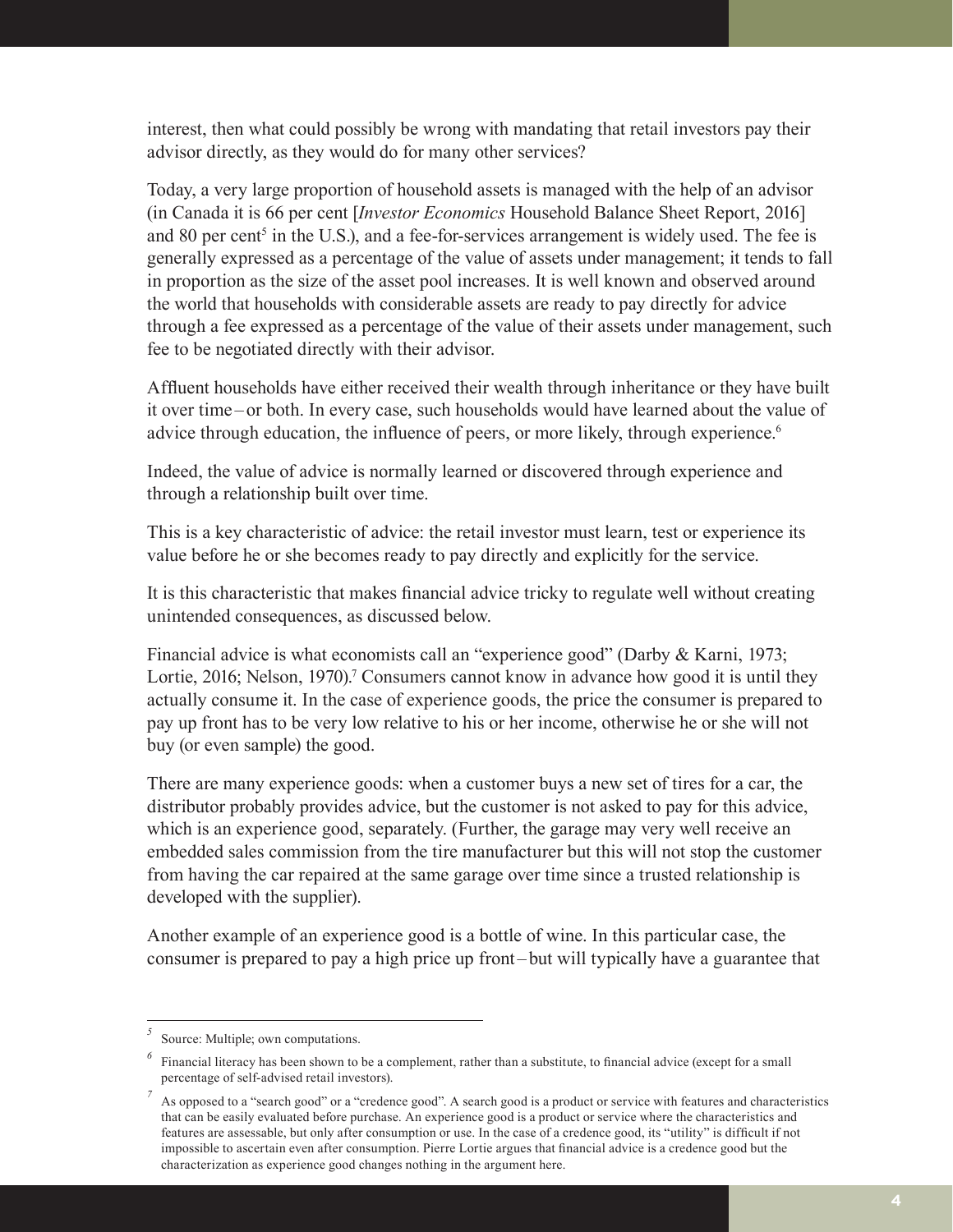interest, then what could possibly be wrong with mandating that retail investors pay their advisor directly, as they would do for many other services?

Today, a very large proportion of household assets is managed with the help of an advisor (in Canada it is 66 per cent [*Investor Economics* Household Balance Sheet Report, 2016] and 80 per cent[5] in the U.S.), and a fee-for-services arrangement is widely used. The fee is generally expressed as a percentage of the value of assets under management; it tends to fall in proportion as the size of the asset pool increases. It is well known and observed around the world that households with considerable assets are ready to pay directly for advice through a fee expressed as a percentage of the value of their assets under management, such fee to be negotiated directly with their advisor.

Affluent households have either received their wealth through inheritance or they have built it over time – or both. In every case, such households would have learned about the value of advice through education, the influence of peers, or more likely, through experience.[6]

Indeed, the value of advice is normally learned or discovered through experience and through a relationship built over time.

This is a key characteristic of advice: the retail investor must learn, test or experience its value before he or she becomes ready to pay directly and explicitly for the service.

It is this characteristic that makes financial advice tricky to regulate well without creating unintended consequences, as discussed below.

Financial advice is what economists call an "experience good" (Darby & Karni, 1973; Lortie, 2016; Nelson, 1970).[7] Consumers cannot know in advance how good it is until they actually consume it. In the case of experience goods, the price the consumer is prepared to pay up front has to be very low relative to his or her income, otherwise he or she will not buy (or even sample) the good.

There are many experience goods: when a customer buys a new set of tires for a car, the distributor probably provides advice, but the customer is not asked to pay for this advice, which is an experience good, separately. (Further, the garage may very well receive an embedded sales commission from the tire manufacturer but this will not stop the customer from having the car repaired at the same garage over time since a trusted relationship is developed with the supplier).

Another example of an experience good is a bottle of wine. In this particular case, the consumer is prepared to pay a high price up front – but will typically have a guarantee that

---

[5] Source: Multiple; own computations.

[6] Financial literacy has been shown to be a complement, rather than a substitute, to financial advice (except for a small percentage of self-advised retail investors).

[7] As opposed to a "search good" or a "credence good". A search good is a product or service with features and characteristics that can be easily evaluated before purchase. An experience good is a product or service where the characteristics and features are assessable, but only after consumption or use. In the case of a credence good, its "utility" is difficult if not impossible to ascertain even after consumption. Pierre Lortie argues that financial advice is a credence good but the characterization as experience good changes nothing in the argument here.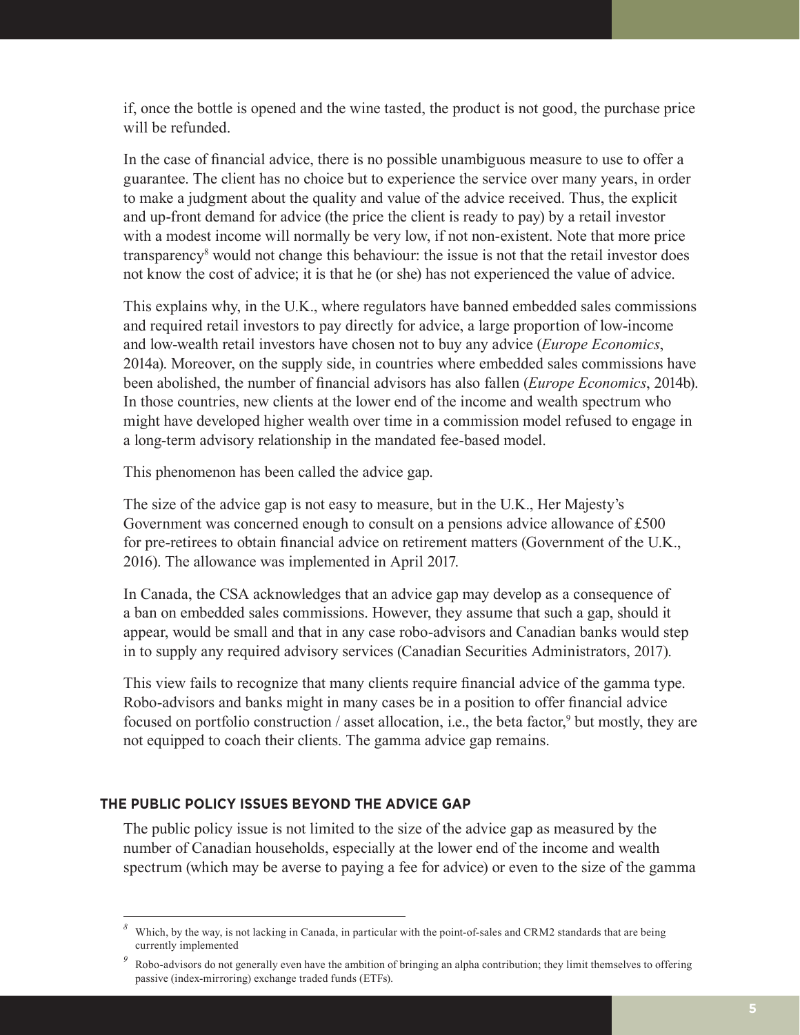if, once the bottle is opened and the wine tasted, the product is not good, the purchase price will be refunded.

In the case of financial advice, there is no possible unambiguous measure to use to offer a guarantee. The client has no choice but to experience the service over many years, in order to make a judgment about the quality and value of the advice received. Thus, the explicit and up-front demand for advice (the price the client is ready to pay) by a retail investor with a modest income will normally be very low, if not non-existent. Note that more price transparency[8] would not change this behaviour: the issue is not that the retail investor does not know the cost of advice; it is that he (or she) has not experienced the value of advice.

This explains why, in the U.K., where regulators have banned embedded sales commissions and required retail investors to pay directly for advice, a large proportion of low-income and low-wealth retail investors have chosen not to buy any advice (*Europe Economics*, 2014a). Moreover, on the supply side, in countries where embedded sales commissions have been abolished, the number of financial advisors has also fallen (*Europe Economics*, 2014b). In those countries, new clients at the lower end of the income and wealth spectrum who might have developed higher wealth over time in a commission model refused to engage in a long-term advisory relationship in the mandated fee-based model.

This phenomenon has been called the advice gap.

The size of the advice gap is not easy to measure, but in the U.K., Her Majesty's Government was concerned enough to consult on a pensions advice allowance of £500 for pre-retirees to obtain financial advice on retirement matters (Government of the U.K., 2016). The allowance was implemented in April 2017.

In Canada, the CSA acknowledges that an advice gap may develop as a consequence of a ban on embedded sales commissions. However, they assume that such a gap, should it appear, would be small and that in any case robo-advisors and Canadian banks would step in to supply any required advisory services (Canadian Securities Administrators, 2017).

This view fails to recognize that many clients require financial advice of the gamma type. Robo-advisors and banks might in many cases be in a position to offer financial advice focused on portfolio construction / asset allocation, i.e., the beta factor,[9] but mostly, they are not equipped to coach their clients. The gamma advice gap remains.

## THE PUBLIC POLICY ISSUES BEYOND THE ADVICE GAP

The public policy issue is not limited to the size of the advice gap as measured by the number of Canadian households, especially at the lower end of the income and wealth spectrum (which may be averse to paying a fee for advice) or even to the size of the gamma

---

[8] Which, by the way, is not lacking in Canada, in particular with the point-of-sales and CRM2 standards that are being currently implemented

[9] Robo-advisors do not generally even have the ambition of bringing an alpha contribution; they limit themselves to offering passive (index-mirroring) exchange traded funds (ETFs).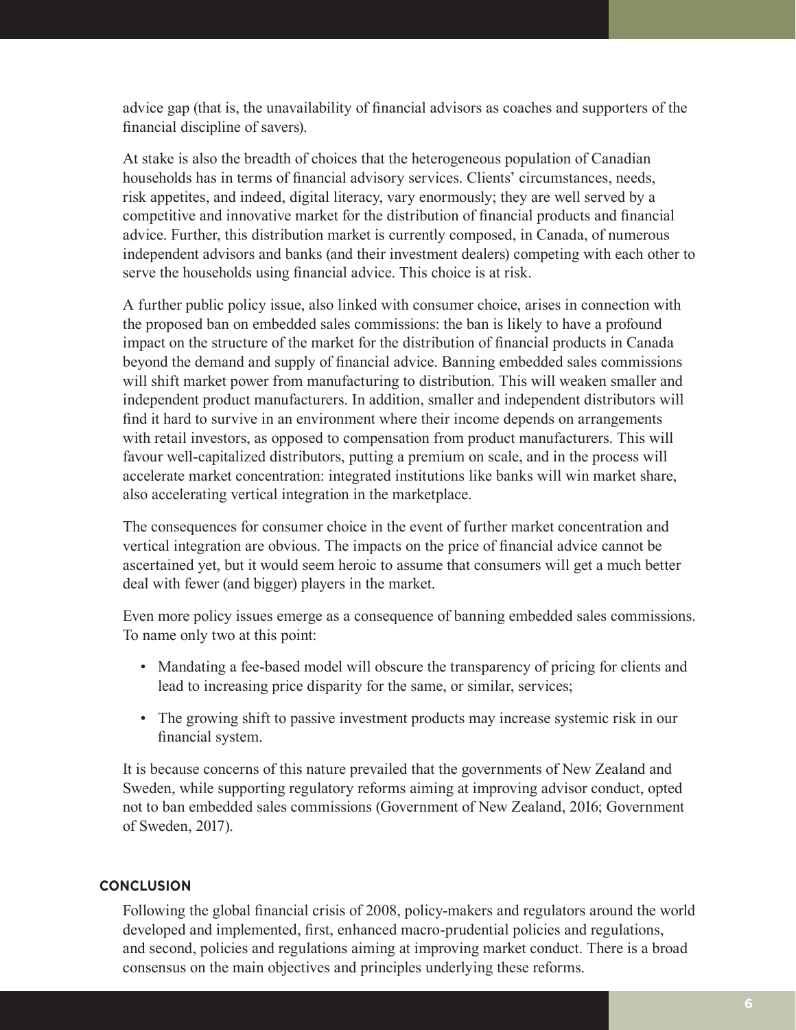advice gap (that is, the unavailability of financial advisors as coaches and supporters of the financial discipline of savers).

At stake is also the breadth of choices that the heterogeneous population of Canadian households has in terms of financial advisory services. Clients' circumstances, needs, risk appetites, and indeed, digital literacy, vary enormously; they are well served by a competitive and innovative market for the distribution of financial products and financial advice. Further, this distribution market is currently composed, in Canada, of numerous independent advisors and banks (and their investment dealers) competing with each other to serve the households using financial advice. This choice is at risk.

A further public policy issue, also linked with consumer choice, arises in connection with the proposed ban on embedded sales commissions: the ban is likely to have a profound impact on the structure of the market for the distribution of financial products in Canada beyond the demand and supply of financial advice. Banning embedded sales commissions will shift market power from manufacturing to distribution. This will weaken smaller and independent product manufacturers. In addition, smaller and independent distributors will find it hard to survive in an environment where their income depends on arrangements with retail investors, as opposed to compensation from product manufacturers. This will favour well-capitalized distributors, putting a premium on scale, and in the process will accelerate market concentration: integrated institutions like banks will win market share, also accelerating vertical integration in the marketplace.

The consequences for consumer choice in the event of further market concentration and vertical integration are obvious. The impacts on the price of financial advice cannot be ascertained yet, but it would seem heroic to assume that consumers will get a much better deal with fewer (and bigger) players in the market.

Even more policy issues emerge as a consequence of banning embedded sales commissions. To name only two at this point:

- Mandating a fee-based model will obscure the transparency of pricing for clients and lead to increasing price disparity for the same, or similar, services;
- The growing shift to passive investment products may increase systemic risk in our financial system.

It is because concerns of this nature prevailed that the governments of New Zealand and Sweden, while supporting regulatory reforms aiming at improving advisor conduct, opted not to ban embedded sales commissions (Government of New Zealand, 2016; Government of Sweden, 2017).

## CONCLUSION

Following the global financial crisis of 2008, policy-makers and regulators around the world developed and implemented, first, enhanced macro-prudential policies and regulations, and second, policies and regulations aiming at improving market conduct. There is a broad consensus on the main objectives and principles underlying these reforms.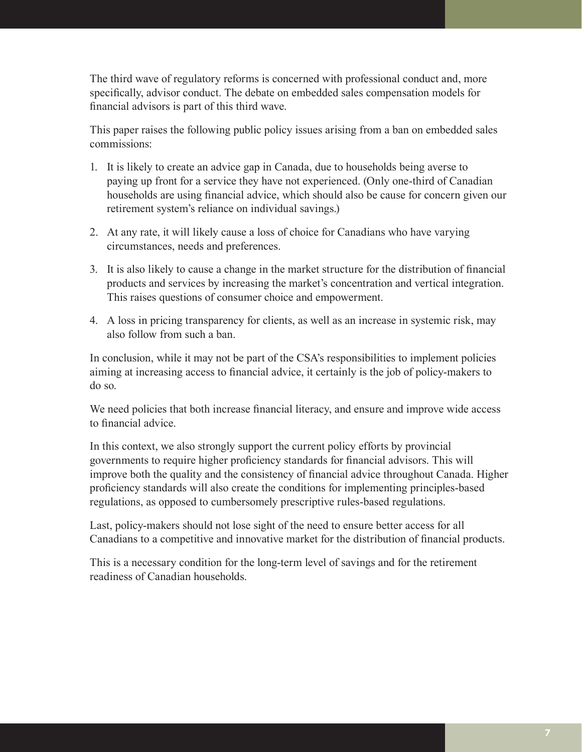The third wave of regulatory reforms is concerned with professional conduct and, more specifically, advisor conduct. The debate on embedded sales compensation models for financial advisors is part of this third wave.

This paper raises the following public policy issues arising from a ban on embedded sales commissions:

1. It is likely to create an advice gap in Canada, due to households being averse to paying up front for a service they have not experienced. (Only one-third of Canadian households are using financial advice, which should also be cause for concern given our retirement system's reliance on individual savings.)

2. At any rate, it will likely cause a loss of choice for Canadians who have varying circumstances, needs and preferences.

3. It is also likely to cause a change in the market structure for the distribution of financial products and services by increasing the market's concentration and vertical integration. This raises questions of consumer choice and empowerment.

4. A loss in pricing transparency for clients, as well as an increase in systemic risk, may also follow from such a ban.

In conclusion, while it may not be part of the CSA's responsibilities to implement policies aiming at increasing access to financial advice, it certainly is the job of policy-makers to do so.

We need policies that both increase financial literacy, and ensure and improve wide access to financial advice.

In this context, we also strongly support the current policy efforts by provincial governments to require higher proficiency standards for financial advisors. This will improve both the quality and the consistency of financial advice throughout Canada. Higher proficiency standards will also create the conditions for implementing principles-based regulations, as opposed to cumbersomely prescriptive rules-based regulations.

Last, policy-makers should not lose sight of the need to ensure better access for all Canadians to a competitive and innovative market for the distribution of financial products.

This is a necessary condition for the long-term level of savings and for the retirement readiness of Canadian households.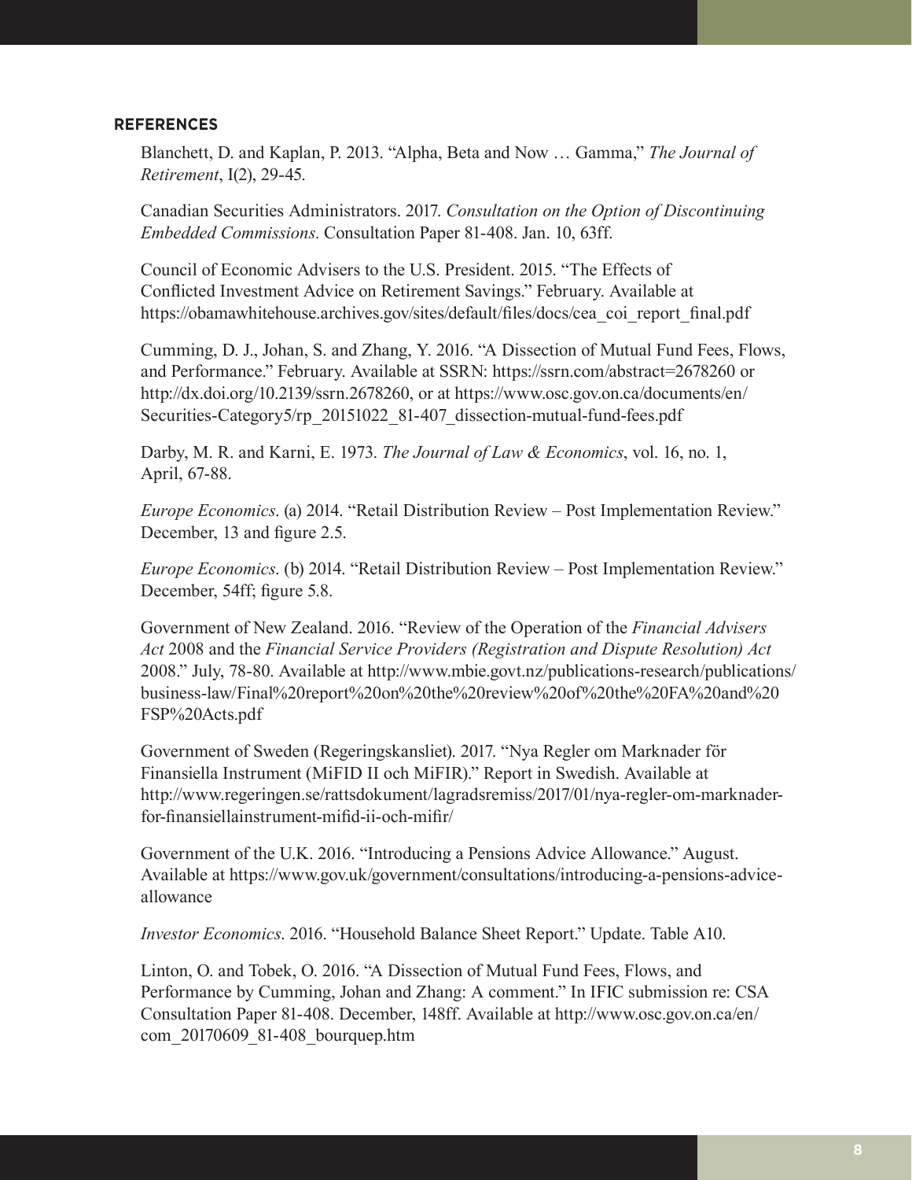## REFERENCES

Blanchett, D. and Kaplan, P. 2013. "Alpha, Beta and Now … Gamma," *The Journal of Retirement*, I(2), 29-45.

Canadian Securities Administrators. 2017. *Consultation on the Option of Discontinuing Embedded Commissions*. Consultation Paper 81-408. Jan. 10, 63ff.

Council of Economic Advisers to the U.S. President. 2015. "The Effects of Conflicted Investment Advice on Retirement Savings." February. Available at https://obamawhitehouse.archives.gov/sites/default/files/docs/cea_coi_report_final.pdf

Cumming, D. J., Johan, S. and Zhang, Y. 2016. "A Dissection of Mutual Fund Fees, Flows, and Performance." February. Available at SSRN: https://ssrn.com/abstract=2678260 or http://dx.doi.org/10.2139/ssrn.2678260, or at https://www.osc.gov.on.ca/documents/en/Securities-Category5/rp_20151022_81-407_dissection-mutual-fund-fees.pdf

Darby, M. R. and Karni, E. 1973. *The Journal of Law & Economics*, vol. 16, no. 1, April, 67-88.

*Europe Economics*. (a) 2014. "Retail Distribution Review – Post Implementation Review." December, 13 and figure 2.5.

*Europe Economics*. (b) 2014. "Retail Distribution Review – Post Implementation Review." December, 54ff; figure 5.8.

Government of New Zealand. 2016. "Review of the Operation of the *Financial Advisers Act* 2008 and the *Financial Service Providers (Registration and Dispute Resolution) Act* 2008." July, 78-80. Available at http://www.mbie.govt.nz/publications-research/publications/business-law/Final%20report%20on%20the%20review%20of%20the%20FA%20and%20FSP%20Acts.pdf

Government of Sweden (Regeringskansliet). 2017. "Nya Regler om Marknader för Finansiella Instrument (MiFID II och MiFIR)." Report in Swedish. Available at http://www.regeringen.se/rattsdokument/lagradsremiss/2017/01/nya-regler-om-marknader-for-finansiellainstrument-mifid-ii-och-mifir/

Government of the U.K. 2016. "Introducing a Pensions Advice Allowance." August. Available at https://www.gov.uk/government/consultations/introducing-a-pensions-advice-allowance

*Investor Economics*. 2016. "Household Balance Sheet Report." Update. Table A10.

Linton, O. and Tobek, O. 2016. "A Dissection of Mutual Fund Fees, Flows, and Performance by Cumming, Johan and Zhang: A comment." In IFIC submission re: CSA Consultation Paper 81-408. December, 148ff. Available at http://www.osc.gov.on.ca/en/com_20170609_81-408_bourquep.htm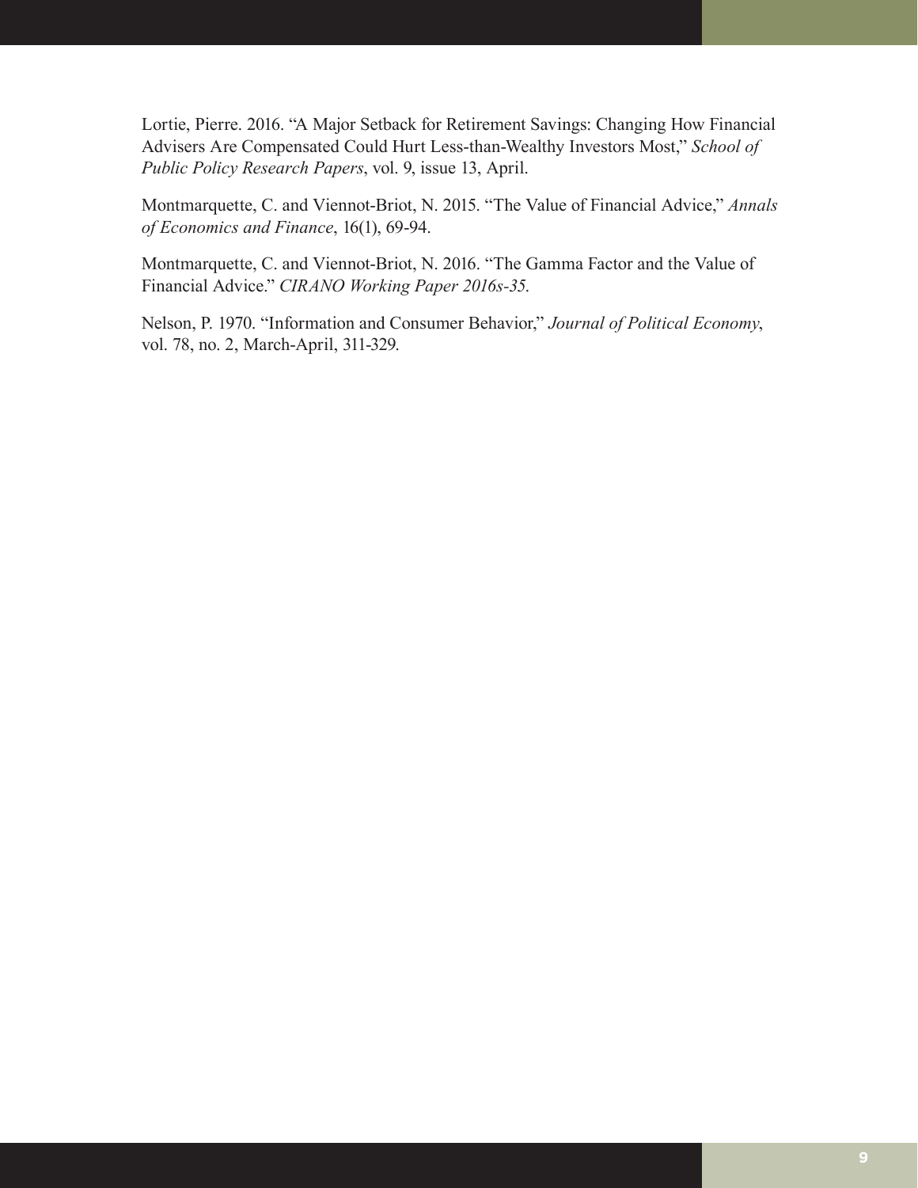Lortie, Pierre. 2016. "A Major Setback for Retirement Savings: Changing How Financial Advisers Are Compensated Could Hurt Less-than-Wealthy Investors Most," *School of Public Policy Research Papers*, vol. 9, issue 13, April.

Montmarquette, C. and Viennot-Briot, N. 2015. "The Value of Financial Advice," *Annals of Economics and Finance*, 16(1), 69-94.

Montmarquette, C. and Viennot-Briot, N. 2016. "The Gamma Factor and the Value of Financial Advice." *CIRANO Working Paper 2016s-35*.

Nelson, P. 1970. "Information and Consumer Behavior," *Journal of Political Economy*, vol. 78, no. 2, March-April, 311-329.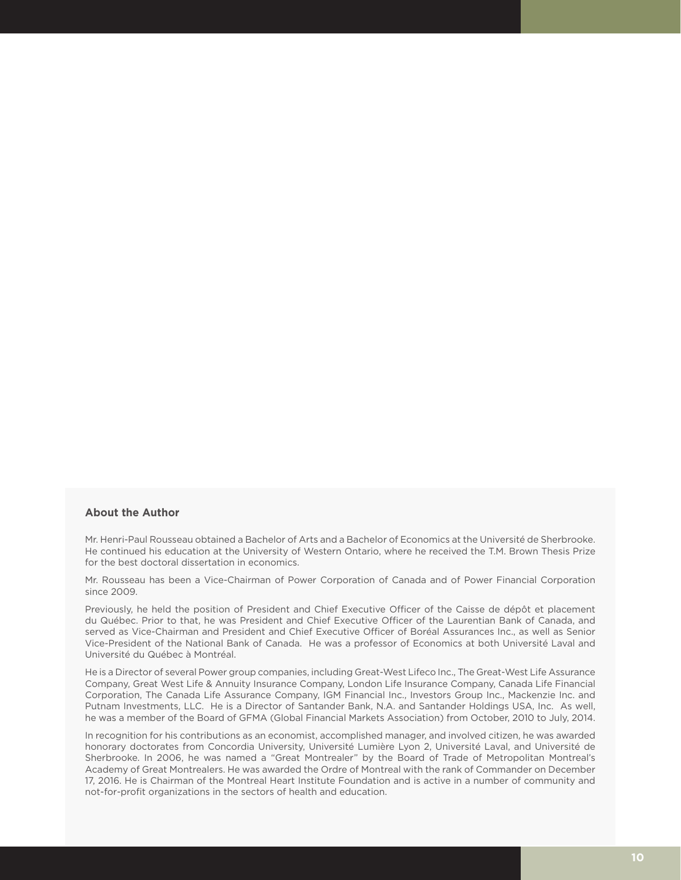**About the Author**

Mr. Henri-Paul Rousseau obtained a Bachelor of Arts and a Bachelor of Economics at the Université de Sherbrooke. He continued his education at the University of Western Ontario, where he received the T.M. Brown Thesis Prize for the best doctoral dissertation in economics.

Mr. Rousseau has been a Vice-Chairman of Power Corporation of Canada and of Power Financial Corporation since 2009.

Previously, he held the position of President and Chief Executive Officer of the Caisse de dépôt et placement du Québec. Prior to that, he was President and Chief Executive Officer of the Laurentian Bank of Canada, and served as Vice-Chairman and President and Chief Executive Officer of Boréal Assurances Inc., as well as Senior Vice-President of the National Bank of Canada. He was a professor of Economics at both Université Laval and Université du Québec à Montréal.

He is a Director of several Power group companies, including Great-West Lifeco Inc., The Great-West Life Assurance Company, Great West Life & Annuity Insurance Company, London Life Insurance Company, Canada Life Financial Corporation, The Canada Life Assurance Company, IGM Financial Inc., Investors Group Inc., Mackenzie Inc. and Putnam Investments, LLC. He is a Director of Santander Bank, N.A. and Santander Holdings USA, Inc. As well, he was a member of the Board of GFMA (Global Financial Markets Association) from October, 2010 to July, 2014.

In recognition for his contributions as an economist, accomplished manager, and involved citizen, he was awarded honorary doctorates from Concordia University, Université Lumière Lyon 2, Université Laval, and Université de Sherbrooke. In 2006, he was named a "Great Montrealer" by the Board of Trade of Metropolitan Montreal's Academy of Great Montrealers. He was awarded the Ordre of Montreal with the rank of Commander on December 17, 2016. He is Chairman of the Montreal Heart Institute Foundation and is active in a number of community and not-for-profit organizations in the sectors of health and education.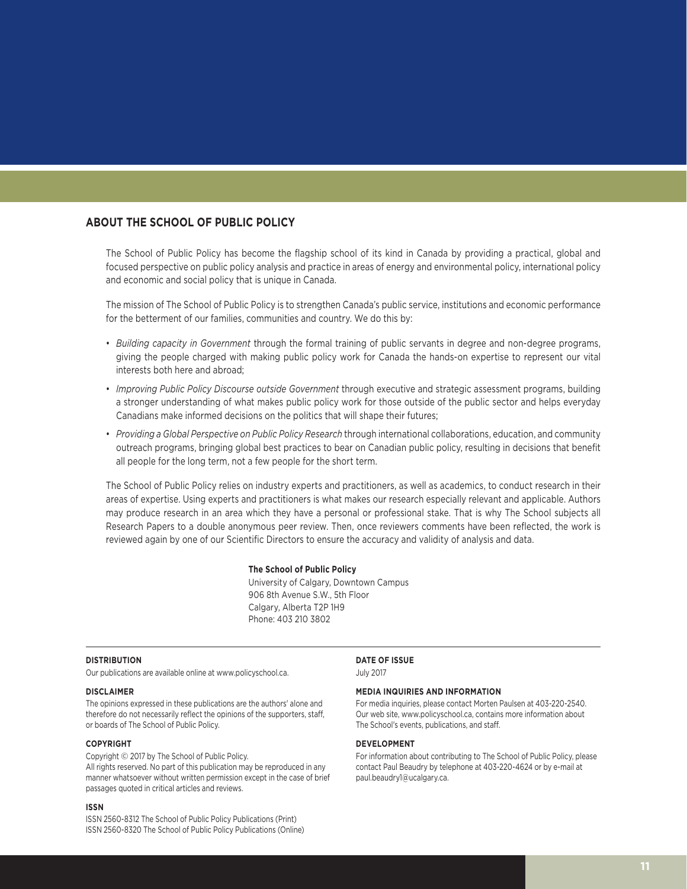## ABOUT THE SCHOOL OF PUBLIC POLICY

The School of Public Policy has become the flagship school of its kind in Canada by providing a practical, global and focused perspective on public policy analysis and practice in areas of energy and environmental policy, international policy and economic and social policy that is unique in Canada.

The mission of The School of Public Policy is to strengthen Canada's public service, institutions and economic performance for the betterment of our families, communities and country. We do this by:

- *Building capacity in Government* through the formal training of public servants in degree and non-degree programs, giving the people charged with making public policy work for Canada the hands-on expertise to represent our vital interests both here and abroad;
- *Improving Public Policy Discourse outside Government* through executive and strategic assessment programs, building a stronger understanding of what makes public policy work for those outside of the public sector and helps everyday Canadians make informed decisions on the politics that will shape their futures;
- *Providing a Global Perspective on Public Policy Research* through international collaborations, education, and community outreach programs, bringing global best practices to bear on Canadian public policy, resulting in decisions that benefit all people for the long term, not a few people for the short term.

The School of Public Policy relies on industry experts and practitioners, as well as academics, to conduct research in their areas of expertise. Using experts and practitioners is what makes our research especially relevant and applicable. Authors may produce research in an area which they have a personal or professional stake. That is why The School subjects all Research Papers to a double anonymous peer review. Then, once reviewers comments have been reflected, the work is reviewed again by one of our Scientific Directors to ensure the accuracy and validity of analysis and data.

**The School of Public Policy**
University of Calgary, Downtown Campus
906 8th Avenue S.W., 5th Floor
Calgary, Alberta T2P 1H9
Phone: 403 210 3802

**DISTRIBUTION**
Our publications are available online at www.policyschool.ca.

**DISCLAIMER**
The opinions expressed in these publications are the authors' alone and therefore do not necessarily reflect the opinions of the supporters, staff, or boards of The School of Public Policy.

**COPYRIGHT**
Copyright © 2017 by The School of Public Policy.
All rights reserved. No part of this publication may be reproduced in any manner whatsoever without written permission except in the case of brief passages quoted in critical articles and reviews.

**ISSN**
ISSN 2560-8312 The School of Public Policy Publications (Print)
ISSN 2560-8320 The School of Public Policy Publications (Online)

**DATE OF ISSUE**
July 2017

**MEDIA INQUIRIES AND INFORMATION**
For media inquiries, please contact Morten Paulsen at 403-220-2540. Our web site, www.policyschool.ca, contains more information about The School's events, publications, and staff.

**DEVELOPMENT**
For information about contributing to The School of Public Policy, please contact Paul Beaudry by telephone at 403-220-4624 or by e-mail at paul.beaudry1@ucalgary.ca.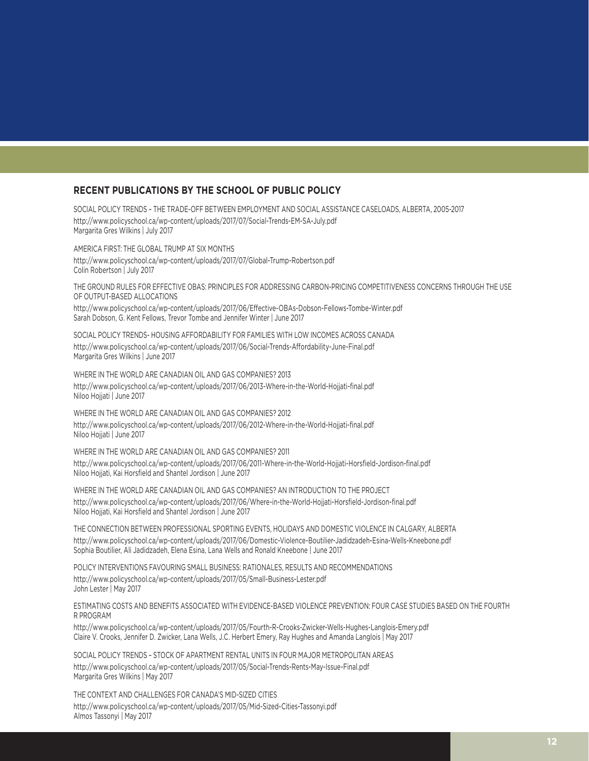## RECENT PUBLICATIONS BY THE SCHOOL OF PUBLIC POLICY

SOCIAL POLICY TRENDS – THE TRADE-OFF BETWEEN EMPLOYMENT AND SOCIAL ASSISTANCE CASELOADS, ALBERTA, 2005-2017
http://www.policyschool.ca/wp-content/uploads/2017/07/Social-Trends-EM-SA-July.pdf
Margarita Gres Wilkins | July 2017

AMERICA FIRST: THE GLOBAL TRUMP AT SIX MONTHS
http://www.policyschool.ca/wp-content/uploads/2017/07/Global-Trump-Robertson.pdf
Colin Robertson | July 2017

THE GROUND RULES FOR EFFECTIVE OBAS: PRINCIPLES FOR ADDRESSING CARBON-PRICING COMPETITIVENESS CONCERNS THROUGH THE USE OF OUTPUT-BASED ALLOCATIONS
http://www.policyschool.ca/wp-content/uploads/2017/06/Effective-OBAs-Dobson-Fellows-Tombe-Winter.pdf
Sarah Dobson, G. Kent Fellows, Trevor Tombe and Jennifer Winter | June 2017

SOCIAL POLICY TRENDS- HOUSING AFFORDABILITY FOR FAMILIES WITH LOW INCOMES ACROSS CANADA
http://www.policyschool.ca/wp-content/uploads/2017/06/Social-Trends-Affordability-June-Final.pdf
Margarita Gres Wilkins | June 2017

WHERE IN THE WORLD ARE CANADIAN OIL AND GAS COMPANIES? 2013
http://www.policyschool.ca/wp-content/uploads/2017/06/2013-Where-in-the-World-Hojjati-final.pdf
Niloo Hojjati | June 2017

WHERE IN THE WORLD ARE CANADIAN OIL AND GAS COMPANIES? 2012
http://www.policyschool.ca/wp-content/uploads/2017/06/2012-Where-in-the-World-Hojjati-final.pdf
Niloo Hojjati | June 2017

WHERE IN THE WORLD ARE CANADIAN OIL AND GAS COMPANIES? 2011
http://www.policyschool.ca/wp-content/uploads/2017/06/2011-Where-in-the-World-Hojjati-Horsfield-Jordison-final.pdf
Niloo Hojjati, Kai Horsfield and Shantel Jordison | June 2017

WHERE IN THE WORLD ARE CANADIAN OIL AND GAS COMPANIES? AN INTRODUCTION TO THE PROJECT
http://www.policyschool.ca/wp-content/uploads/2017/06/Where-in-the-World-Hojjati-Horsfield-Jordison-final.pdf
Niloo Hojjati, Kai Horsfield and Shantel Jordison | June 2017

THE CONNECTION BETWEEN PROFESSIONAL SPORTING EVENTS, HOLIDAYS AND DOMESTIC VIOLENCE IN CALGARY, ALBERTA
http://www.policyschool.ca/wp-content/uploads/2017/06/Domestic-Violence-Boutilier-Jadidzadeh-Esina-Wells-Kneebone.pdf
Sophia Boutilier, Ali Jadidzadeh, Elena Esina, Lana Wells and Ronald Kneebone | June 2017

POLICY INTERVENTIONS FAVOURING SMALL BUSINESS: RATIONALES, RESULTS AND RECOMMENDATIONS
http://www.policyschool.ca/wp-content/uploads/2017/05/Small-Business-Lester.pdf
John Lester | May 2017

ESTIMATING COSTS AND BENEFITS ASSOCIATED WITH EVIDENCE-BASED VIOLENCE PREVENTION: FOUR CASE STUDIES BASED ON THE FOURTH R PROGRAM
http://www.policyschool.ca/wp-content/uploads/2017/05/Fourth-R-Crooks-Zwicker-Wells-Hughes-Langlois-Emery.pdf
Claire V. Crooks, Jennifer D. Zwicker, Lana Wells, J.C. Herbert Emery, Ray Hughes and Amanda Langlois | May 2017

SOCIAL POLICY TRENDS – STOCK OF APARTMENT RENTAL UNITS IN FOUR MAJOR METROPOLITAN AREAS
http://www.policyschool.ca/wp-content/uploads/2017/05/Social-Trends-Rents-May-Issue-Final.pdf
Margarita Gres Wilkins | May 2017

THE CONTEXT AND CHALLENGES FOR CANADA'S MID-SIZED CITIES
http://www.policyschool.ca/wp-content/uploads/2017/05/Mid-Sized-Cities-Tassonyi.pdf
Almos Tassonyi | May 2017